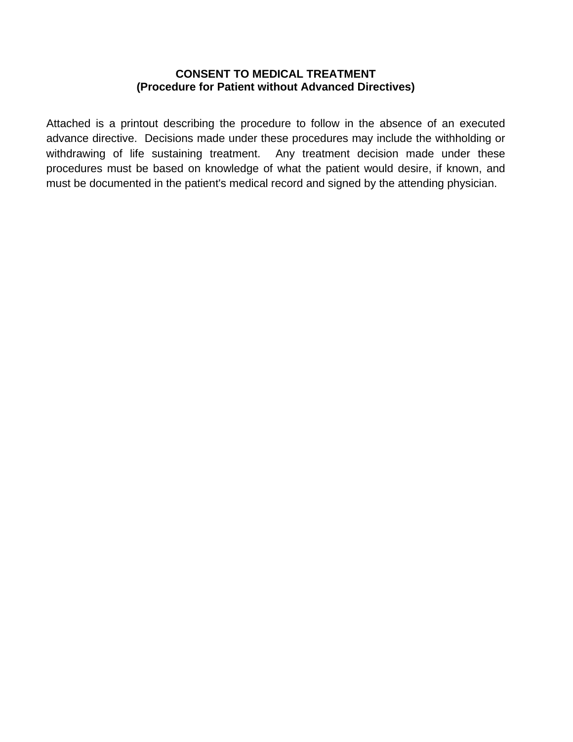# CONSENT TO MEDICAL TREATMENT
## (Procedure for Patient without Advanced Directives)

Attached is a printout describing the procedure to follow in the absence of an executed advance directive. Decisions made under these procedures may include the withholding or withdrawing of life sustaining treatment. Any treatment decision made under these procedures must be based on knowledge of what the patient would desire, if known, and must be documented in the patient's medical record and signed by the attending physician.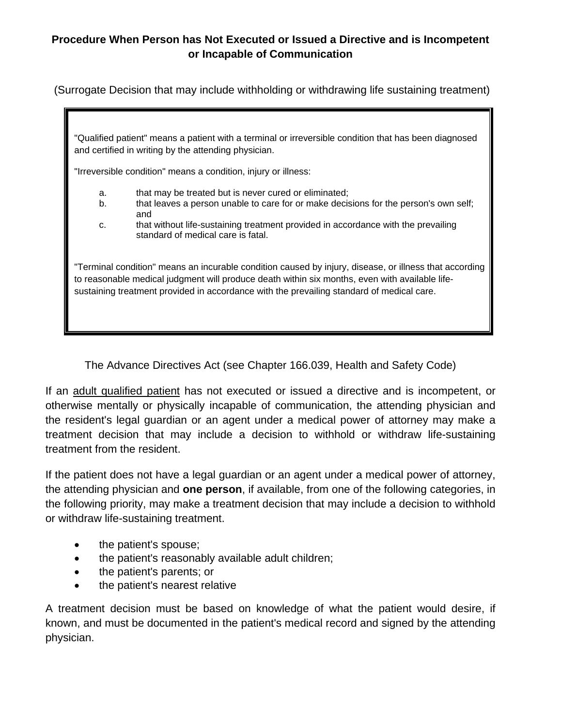**Procedure When Person has Not Executed or Issued a Directive and is Incompetent or Incapable of Communication**

(Surrogate Decision that may include withholding or withdrawing life sustaining treatment)

"Qualified patient" means a patient with a terminal or irreversible condition that has been diagnosed and certified in writing by the attending physician.

"Irreversible condition" means a condition, injury or illness:

a. that may be treated but is never cured or eliminated;
b. that leaves a person unable to care for or make decisions for the person's own self; and
c. that without life-sustaining treatment provided in accordance with the prevailing standard of medical care is fatal.

"Terminal condition" means an incurable condition caused by injury, disease, or illness that according to reasonable medical judgment will produce death within six months, even with available life-sustaining treatment provided in accordance with the prevailing standard of medical care.

The Advance Directives Act (see Chapter 166.039, Health and Safety Code)

If an adult qualified patient has not executed or issued a directive and is incompetent, or otherwise mentally or physically incapable of communication, the attending physician and the resident's legal guardian or an agent under a medical power of attorney may make a treatment decision that may include a decision to withhold or withdraw life-sustaining treatment from the resident.

If the patient does not have a legal guardian or an agent under a medical power of attorney, the attending physician and **one person**, if available, from one of the following categories, in the following priority, may make a treatment decision that may include a decision to withhold or withdraw life-sustaining treatment.

- the patient's spouse;
- the patient's reasonably available adult children;
- the patient's parents; or
- the patient's nearest relative

A treatment decision must be based on knowledge of what the patient would desire, if known, and must be documented in the patient's medical record and signed by the attending physician.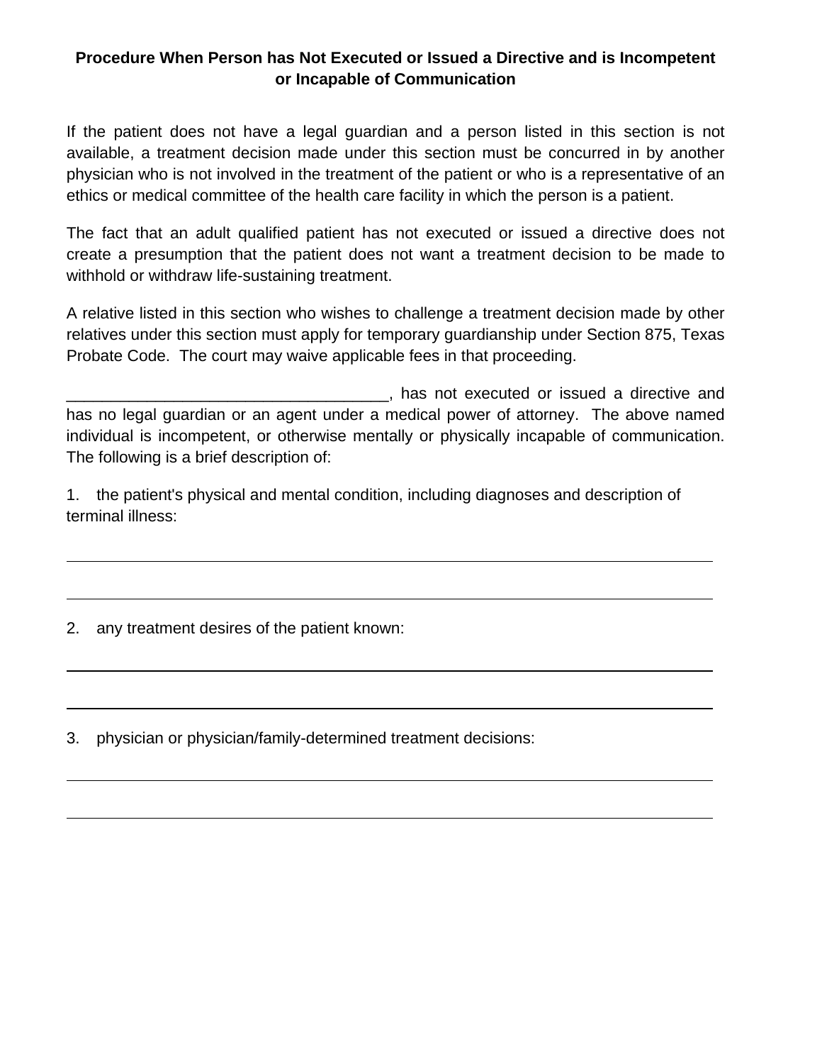## Procedure When Person has Not Executed or Issued a Directive and is Incompetent or Incapable of Communication

If the patient does not have a legal guardian and a person listed in this section is not available, a treatment decision made under this section must be concurred in by another physician who is not involved in the treatment of the patient or who is a representative of an ethics or medical committee of the health care facility in which the person is a patient.

The fact that an adult qualified patient has not executed or issued a directive does not create a presumption that the patient does not want a treatment decision to be made to withhold or withdraw life-sustaining treatment.

A relative listed in this section who wishes to challenge a treatment decision made by other relatives under this section must apply for temporary guardianship under Section 875, Texas Probate Code. The court may waive applicable fees in that proceeding.

____________________________________, has not executed or issued a directive and has no legal guardian or an agent under a medical power of attorney. The above named individual is incompetent, or otherwise mentally or physically incapable of communication. The following is a brief description of:

1. the patient's physical and mental condition, including diagnoses and description of terminal illness:

_______________________________________________________________________________

_______________________________________________________________________________

2. any treatment desires of the patient known:

_______________________________________________________________________________

_______________________________________________________________________________

3. physician or physician/family-determined treatment decisions:

_______________________________________________________________________________

_______________________________________________________________________________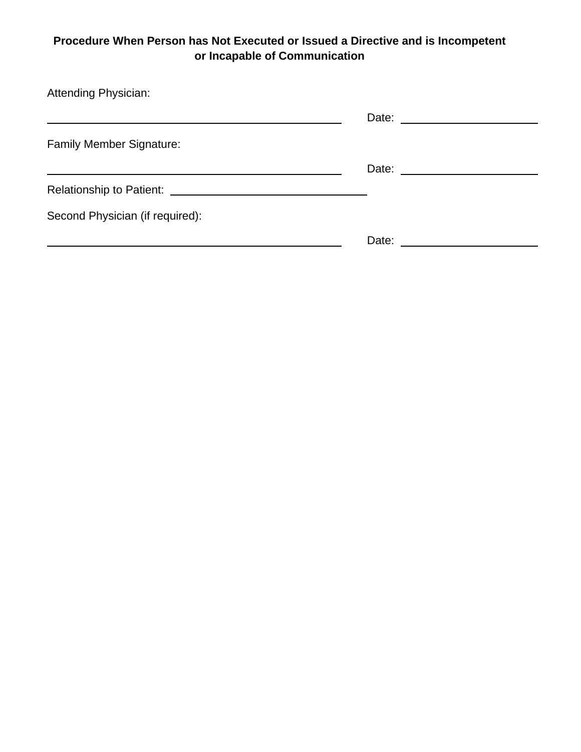**Procedure When Person has Not Executed or Issued a Directive and is Incompetent or Incapable of Communication**

Attending Physician:

\_\_\_\_\_\_\_\_\_\_\_\_\_\_\_\_\_\_\_\_\_\_\_\_\_\_\_\_\_\_\_\_\_\_\_\_\_\_\_\_ Date: \_\_\_\_\_\_\_\_\_\_\_\_\_\_\_\_\_\_\_\_

Family Member Signature:

\_\_\_\_\_\_\_\_\_\_\_\_\_\_\_\_\_\_\_\_\_\_\_\_\_\_\_\_\_\_\_\_\_\_\_\_\_\_\_\_ Date: \_\_\_\_\_\_\_\_\_\_\_\_\_\_\_\_\_\_\_\_

Relationship to Patient: \_\_\_\_\_\_\_\_\_\_\_\_\_\_\_\_\_\_\_\_\_\_\_\_\_\_\_\_

Second Physician (if required):

\_\_\_\_\_\_\_\_\_\_\_\_\_\_\_\_\_\_\_\_\_\_\_\_\_\_\_\_\_\_\_\_\_\_\_\_\_\_\_\_ Date: \_\_\_\_\_\_\_\_\_\_\_\_\_\_\_\_\_\_\_\_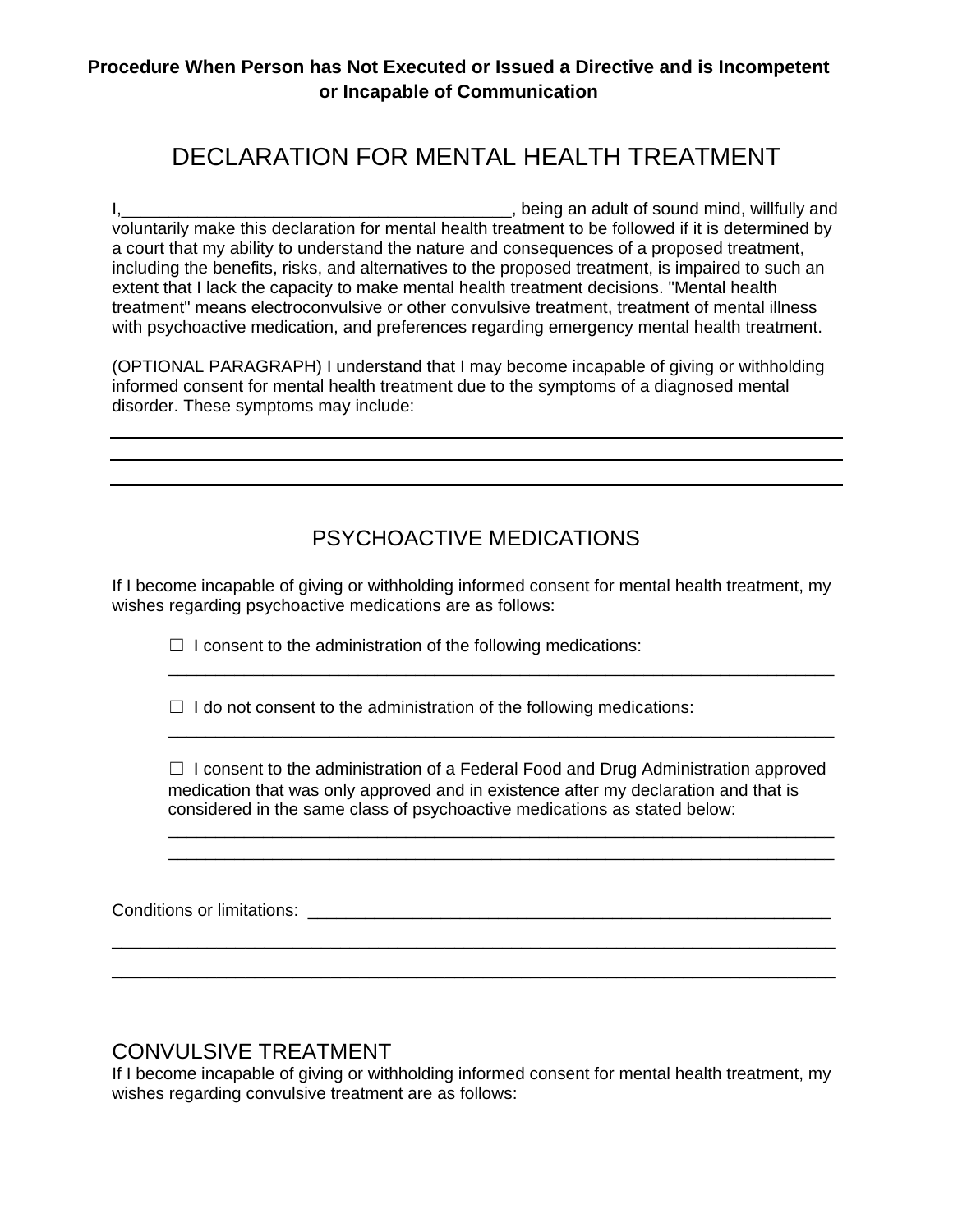**Procedure When Person has Not Executed or Issued a Directive and is Incompetent or Incapable of Communication**

# DECLARATION FOR MENTAL HEALTH TREATMENT

I,_________________________________________, being an adult of sound mind, willfully and voluntarily make this declaration for mental health treatment to be followed if it is determined by a court that my ability to understand the nature and consequences of a proposed treatment, including the benefits, risks, and alternatives to the proposed treatment, is impaired to such an extent that I lack the capacity to make mental health treatment decisions. "Mental health treatment" means electroconvulsive or other convulsive treatment, treatment of mental illness with psychoactive medication, and preferences regarding emergency mental health treatment.

(OPTIONAL PARAGRAPH) I understand that I may become incapable of giving or withholding informed consent for mental health treatment due to the symptoms of a diagnosed mental disorder. These symptoms may include:

_____________________________________________________________________________

_____________________________________________________________________________

_____________________________________________________________________________

## PSYCHOACTIVE MEDICATIONS

If I become incapable of giving or withholding informed consent for mental health treatment, my wishes regarding psychoactive medications are as follows:

☐ I consent to the administration of the following medications:
_________________________________________________________________________

☐ I do not consent to the administration of the following medications:
_________________________________________________________________________

☐ I consent to the administration of a Federal Food and Drug Administration approved medication that was only approved and in existence after my declaration and that is considered in the same class of psychoactive medications as stated below:
_________________________________________________________________________
_________________________________________________________________________

Conditions or limitations: _________________________________________________________
_____________________________________________________________________________
_____________________________________________________________________________

## CONVULSIVE TREATMENT

If I become incapable of giving or withholding informed consent for mental health treatment, my wishes regarding convulsive treatment are as follows: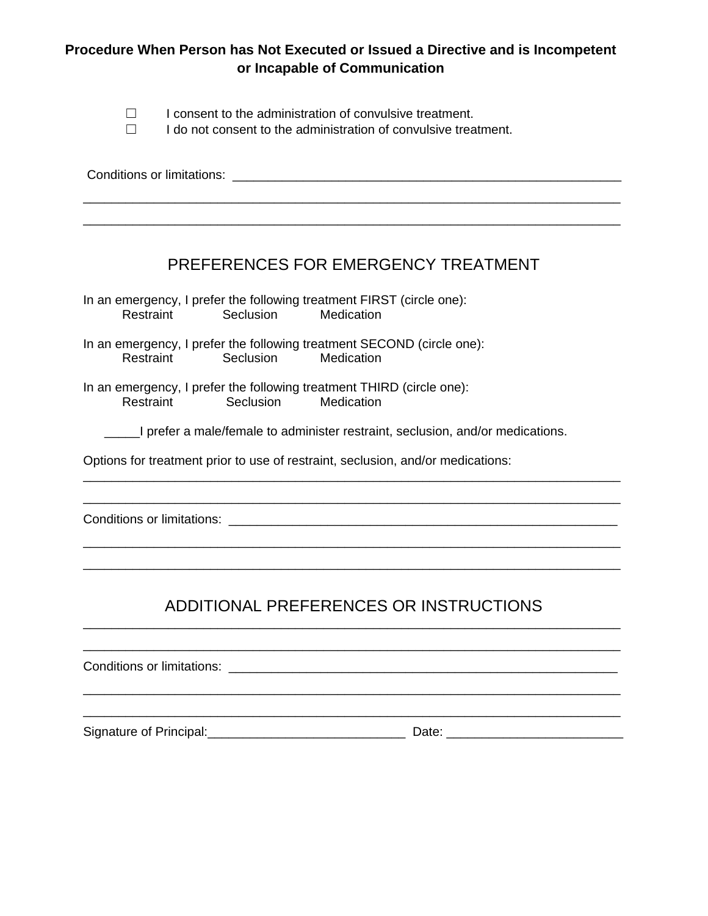**Procedure When Person has Not Executed or Issued a Directive and is Incompetent or Incapable of Communication**

☐ I consent to the administration of convulsive treatment.
☐ I do not consent to the administration of convulsive treatment.

Conditions or limitations: ________________________________________________________

______________________________________________________________________________

______________________________________________________________________________

## PREFERENCES FOR EMERGENCY TREATMENT

In an emergency, I prefer the following treatment FIRST (circle one):
Restraint Seclusion Medication

In an emergency, I prefer the following treatment SECOND (circle one):
Restraint Seclusion Medication

In an emergency, I prefer the following treatment THIRD (circle one):
Restraint Seclusion Medication

_____I prefer a male/female to administer restraint, seclusion, and/or medications.

Options for treatment prior to use of restraint, seclusion, and/or medications:

______________________________________________________________________________

______________________________________________________________________________

Conditions or limitations: ________________________________________________________

______________________________________________________________________________

______________________________________________________________________________

## ADDITIONAL PREFERENCES OR INSTRUCTIONS

______________________________________________________________________________

______________________________________________________________________________

Conditions or limitations: ________________________________________________________

______________________________________________________________________________

______________________________________________________________________________

Signature of Principal:____________________________ Date: ________________________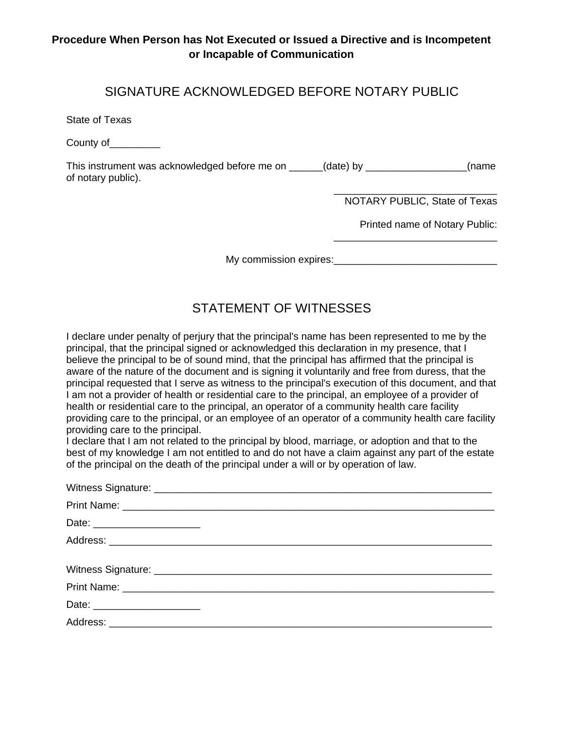**Procedure When Person has Not Executed or Issued a Directive and is Incompetent or Incapable of Communication**

## SIGNATURE ACKNOWLEDGED BEFORE NOTARY PUBLIC

State of Texas

County of_________

This instrument was acknowledged before me on ______(date) by __________________(name of notary public).

______________________________
NOTARY PUBLIC, State of Texas

Printed name of Notary Public:
______________________________

My commission expires:_____________________________

## STATEMENT OF WITNESSES

I declare under penalty of perjury that the principal's name has been represented to me by the principal, that the principal signed or acknowledged this declaration in my presence, that I believe the principal to be of sound mind, that the principal has affirmed that the principal is aware of the nature of the document and is signing it voluntarily and free from duress, that the principal requested that I serve as witness to the principal's execution of this document, and that I am not a provider of health or residential care to the principal, an employee of a provider of health or residential care to the principal, an operator of a community health care facility providing care to the principal, or an employee of an operator of a community health care facility providing care to the principal.
I declare that I am not related to the principal by blood, marriage, or adoption and that to the best of my knowledge I am not entitled to and do not have a claim against any part of the estate of the principal on the death of the principal under a will or by operation of law.

Witness Signature: _______________________________________________________________

Print Name: ____________________________________________________________________

Date: ___________________

Address: _______________________________________________________________________

Witness Signature: _______________________________________________________________

Print Name: ____________________________________________________________________

Date: ___________________

Address: _______________________________________________________________________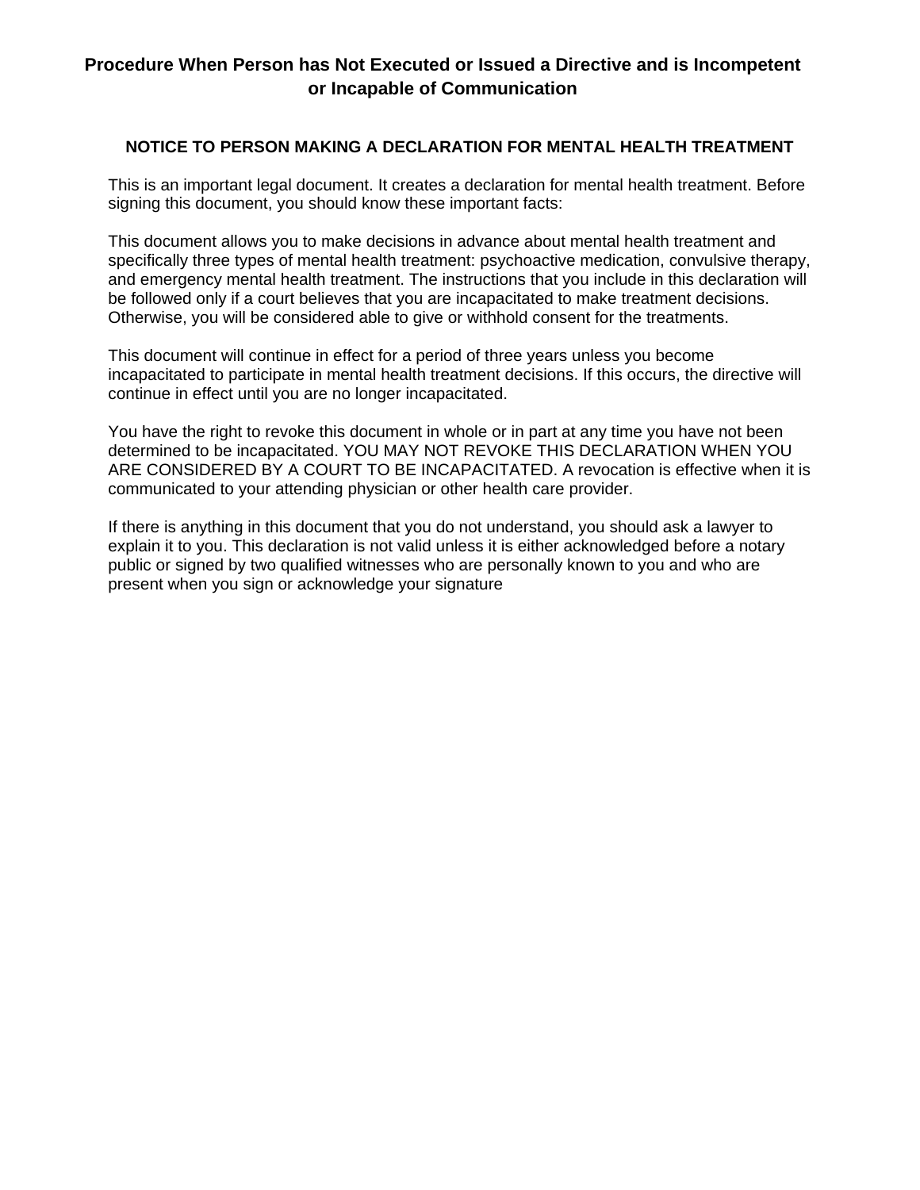## Procedure When Person has Not Executed or Issued a Directive and is Incompetent or Incapable of Communication

### NOTICE TO PERSON MAKING A DECLARATION FOR MENTAL HEALTH TREATMENT

This is an important legal document. It creates a declaration for mental health treatment. Before signing this document, you should know these important facts:

This document allows you to make decisions in advance about mental health treatment and specifically three types of mental health treatment: psychoactive medication, convulsive therapy, and emergency mental health treatment. The instructions that you include in this declaration will be followed only if a court believes that you are incapacitated to make treatment decisions. Otherwise, you will be considered able to give or withhold consent for the treatments.

This document will continue in effect for a period of three years unless you become incapacitated to participate in mental health treatment decisions. If this occurs, the directive will continue in effect until you are no longer incapacitated.

You have the right to revoke this document in whole or in part at any time you have not been determined to be incapacitated. YOU MAY NOT REVOKE THIS DECLARATION WHEN YOU ARE CONSIDERED BY A COURT TO BE INCAPACITATED. A revocation is effective when it is communicated to your attending physician or other health care provider.

If there is anything in this document that you do not understand, you should ask a lawyer to explain it to you. This declaration is not valid unless it is either acknowledged before a notary public or signed by two qualified witnesses who are personally known to you and who are present when you sign or acknowledge your signature